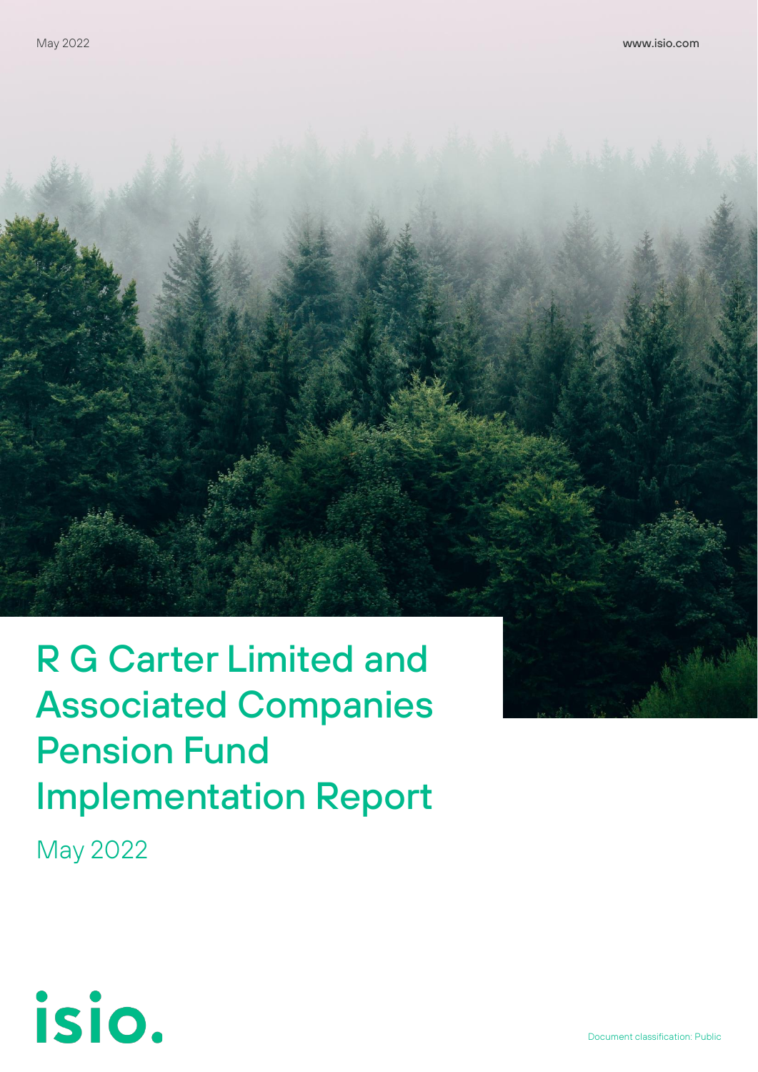May 2022

www.isio.com

# R G Carter Limited and Associated Companies Pension Fund Implementation Report

May 2022

isio.

Document classification: Public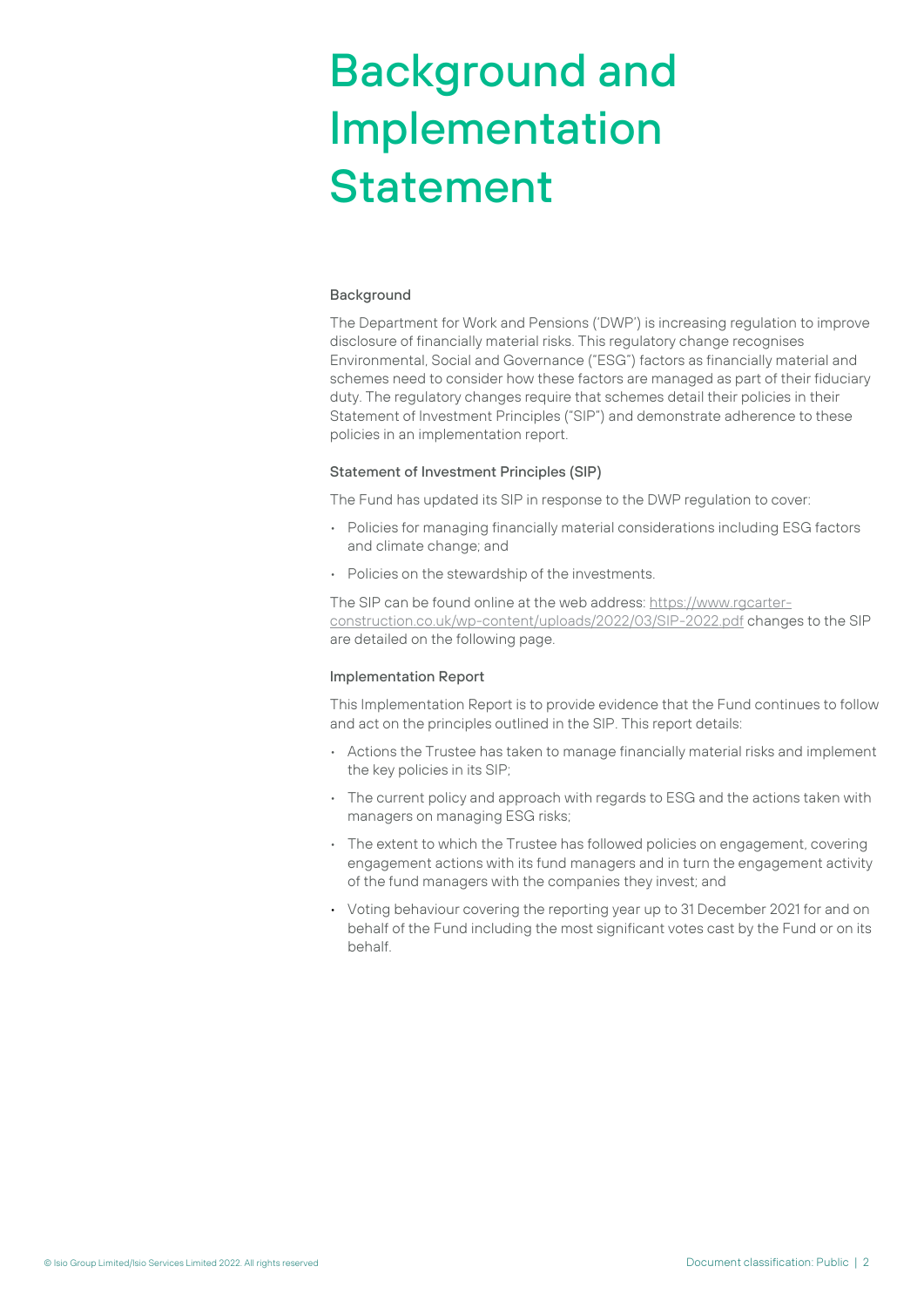# Background and Implementation Statement

### Background

The Department for Work and Pensions ('DWP') is increasing regulation to improve disclosure of financially material risks. This regulatory change recognises Environmental, Social and Governance ("ESG") factors as financially material and schemes need to consider how these factors are managed as part of their fiduciary duty. The regulatory changes require that schemes detail their policies in their Statement of Investment Principles ("SIP") and demonstrate adherence to these policies in an implementation report.

### Statement of Investment Principles (SIP)

The Fund has updated its SIP in response to the DWP regulation to cover:

- Policies for managing financially material considerations including ESG factors and climate change; and
- Policies on the stewardship of the investments.

The SIP can be found online at the web address: https://www.rgcarter-construction.co.uk/wp-content/uploads/2022/03/SIP-2022.pdf changes to the SIP are detailed on the following page.

### Implementation Report

This Implementation Report is to provide evidence that the Fund continues to follow and act on the principles outlined in the SIP. This report details:

- Actions the Trustee has taken to manage financially material risks and implement the key policies in its SIP;
- The current policy and approach with regards to ESG and the actions taken with managers on managing ESG risks;
- The extent to which the Trustee has followed policies on engagement, covering engagement actions with its fund managers and in turn the engagement activity of the fund managers with the companies they invest; and
- Voting behaviour covering the reporting year up to 31 December 2021 for and on behalf of the Fund including the most significant votes cast by the Fund or on its behalf.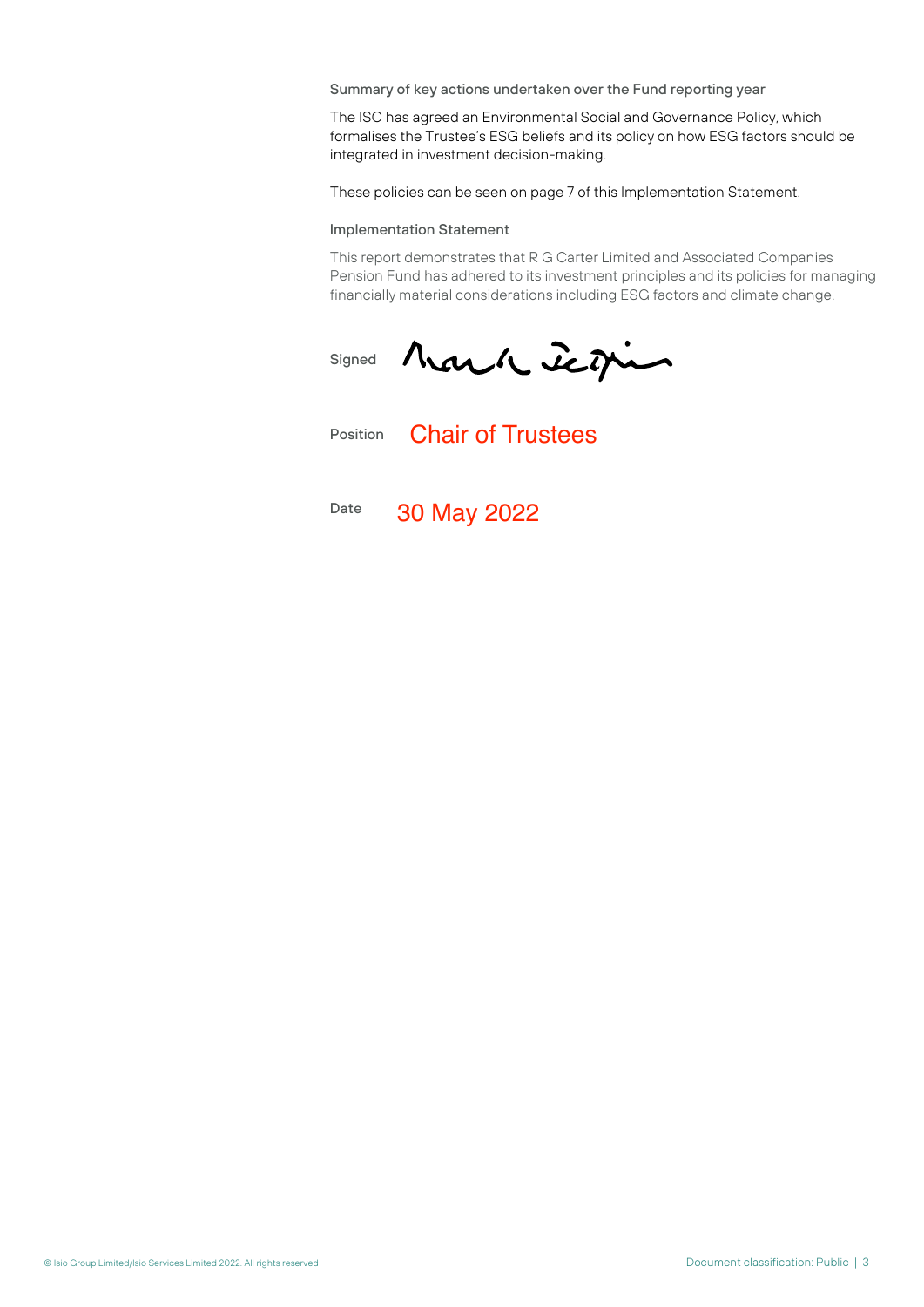### Summary of key actions undertaken over the Fund reporting year

The ISC has agreed an Environmental Social and Governance Policy, which formalises the Trustee's ESG beliefs and its policy on how ESG factors should be integrated in investment decision-making.

These policies can be seen on page 7 of this Implementation Statement.

### Implementation Statement

This report demonstrates that R G Carter Limited and Associated Companies Pension Fund has adhered to its investment principles and its policies for managing financially material considerations including ESG factors and climate change.

Signed

Position Chair of Trustees

Date 30 May 2022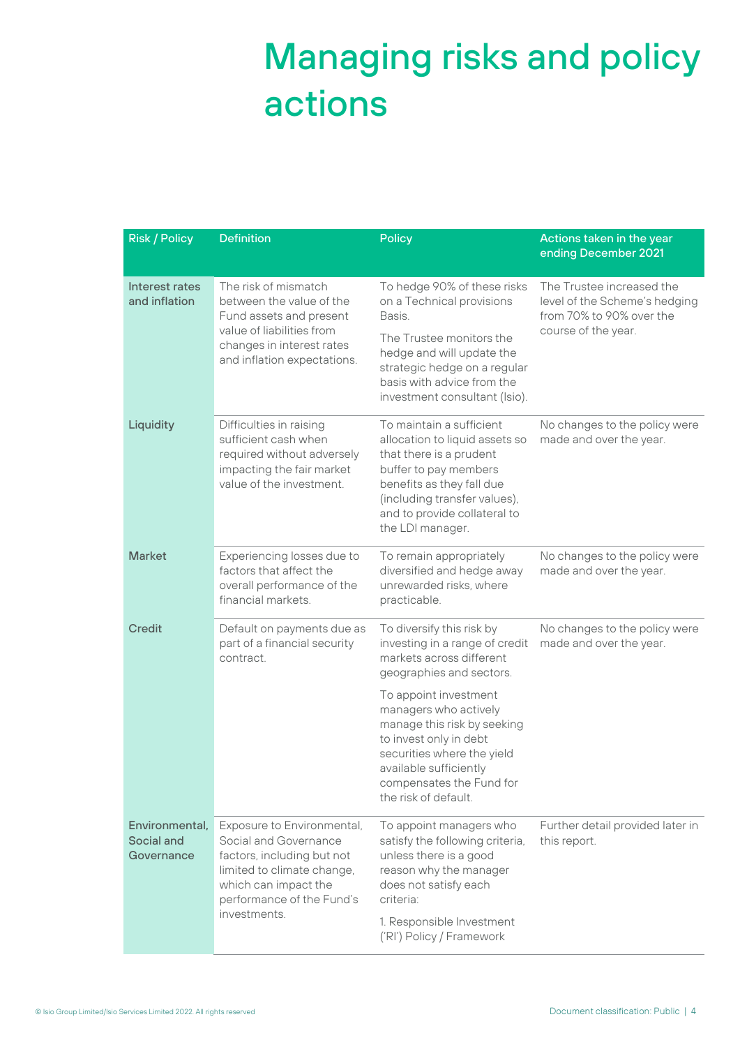# Managing risks and policy actions

| Risk / Policy | Definition | Policy | Actions taken in the year ending December 2021 |
|---|---|---|---|
| Interest rates and inflation | The risk of mismatch between the value of the Fund assets and present value of liabilities from changes in interest rates and inflation expectations. | To hedge 90% of these risks on a Technical provisions Basis.<br><br>The Trustee monitors the hedge and will update the strategic hedge on a regular basis with advice from the investment consultant (Isio). | The Trustee increased the level of the Scheme's hedging from 70% to 90% over the course of the year. |
| Liquidity | Difficulties in raising sufficient cash when required without adversely impacting the fair market value of the investment. | To maintain a sufficient allocation to liquid assets so that there is a prudent buffer to pay members benefits as they fall due (including transfer values), and to provide collateral to the LDI manager. | No changes to the policy were made and over the year. |
| Market | Experiencing losses due to factors that affect the overall performance of the financial markets. | To remain appropriately diversified and hedge away unrewarded risks, where practicable. | No changes to the policy were made and over the year. |
| Credit | Default on payments due as part of a financial security contract. | To diversify this risk by investing in a range of credit markets across different geographies and sectors.<br><br>To appoint investment managers who actively manage this risk by seeking to invest only in debt securities where the yield available sufficiently compensates the Fund for the risk of default. | No changes to the policy were made and over the year. |
| Environmental, Social and Governance | Exposure to Environmental, Social and Governance factors, including but not limited to climate change, which can impact the performance of the Fund's investments. | To appoint managers who satisfy the following criteria, unless there is a good reason why the manager does not satisfy each criteria:<br><br>1. Responsible Investment ('RI') Policy / Framework | Further detail provided later in this report. |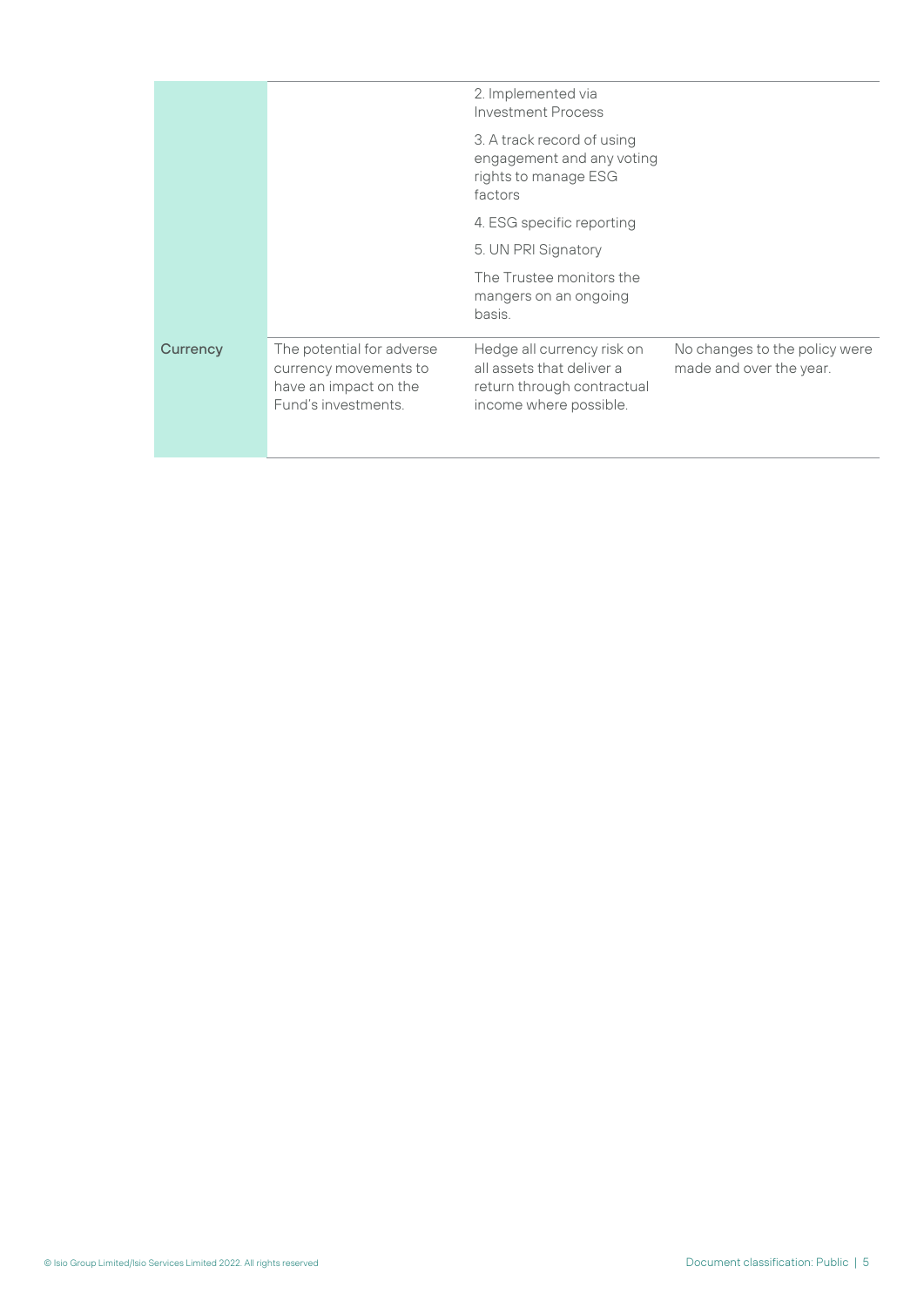| | | | |
|---|---|---|---|
| | | 2. Implemented via Investment Process<br><br>3. A track record of using engagement and any voting rights to manage ESG factors<br><br>4. ESG specific reporting<br><br>5. UN PRI Signatory<br><br>The Trustee monitors the mangers on an ongoing basis. | |
| **Currency** | The potential for adverse currency movements to have an impact on the Fund's investments. | Hedge all currency risk on all assets that deliver a return through contractual income where possible. | No changes to the policy were made and over the year. |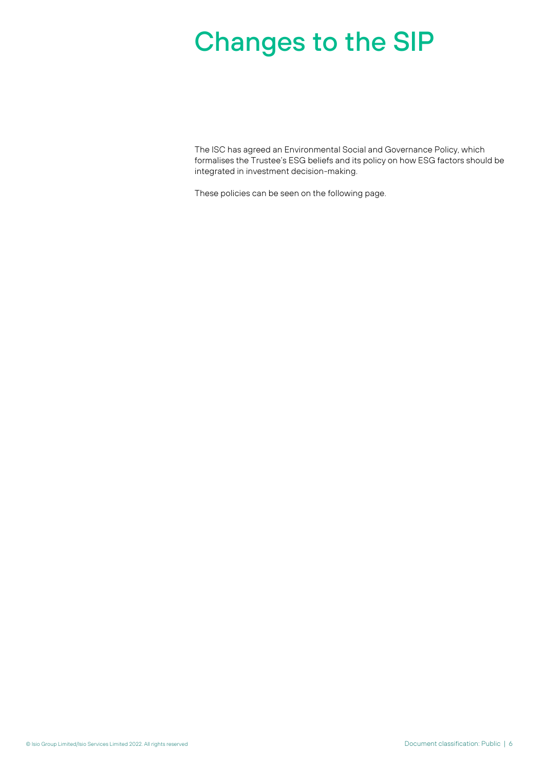# Changes to the SIP

The ISC has agreed an Environmental Social and Governance Policy, which formalises the Trustee's ESG beliefs and its policy on how ESG factors should be integrated in investment decision-making.

These policies can be seen on the following page.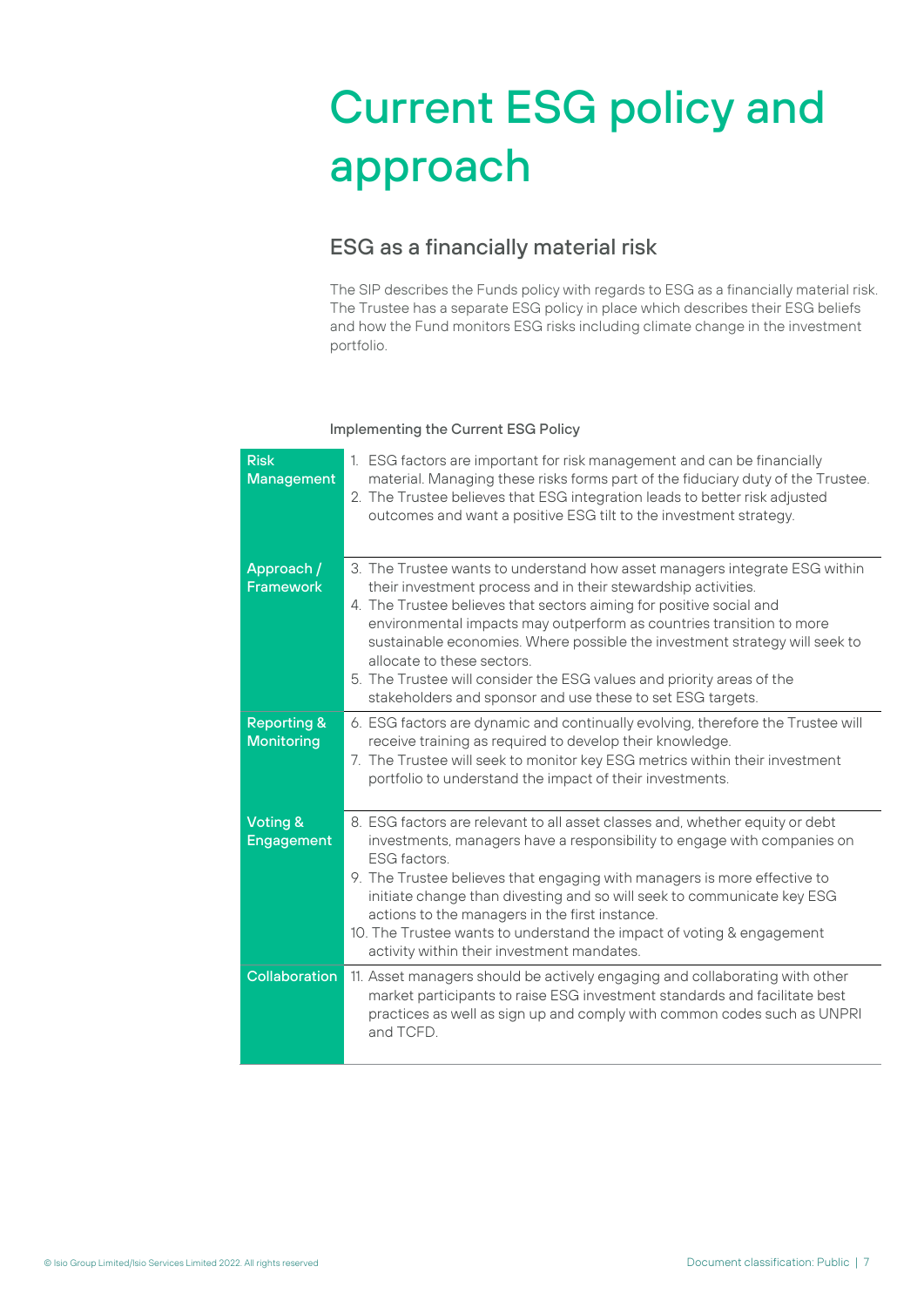# Current ESG policy and approach

## ESG as a financially material risk

The SIP describes the Funds policy with regards to ESG as a financially material risk. The Trustee has a separate ESG policy in place which describes their ESG beliefs and how the Fund monitors ESG risks including climate change in the investment portfolio.

Implementing the Current ESG Policy

| | |
|---|---|
| **Risk Management** | 1. ESG factors are important for risk management and can be financially material. Managing these risks forms part of the fiduciary duty of the Trustee.<br>2. The Trustee believes that ESG integration leads to better risk adjusted outcomes and want a positive ESG tilt to the investment strategy. |
| **Approach / Framework** | 3. The Trustee wants to understand how asset managers integrate ESG within their investment process and in their stewardship activities.<br>4. The Trustee believes that sectors aiming for positive social and environmental impacts may outperform as countries transition to more sustainable economies. Where possible the investment strategy will seek to allocate to these sectors.<br>5. The Trustee will consider the ESG values and priority areas of the stakeholders and sponsor and use these to set ESG targets. |
| **Reporting & Monitoring** | 6. ESG factors are dynamic and continually evolving, therefore the Trustee will receive training as required to develop their knowledge.<br>7. The Trustee will seek to monitor key ESG metrics within their investment portfolio to understand the impact of their investments. |
| **Voting & Engagement** | 8. ESG factors are relevant to all asset classes and, whether equity or debt investments, managers have a responsibility to engage with companies on ESG factors.<br>9. The Trustee believes that engaging with managers is more effective to initiate change than divesting and so will seek to communicate key ESG actions to the managers in the first instance.<br>10. The Trustee wants to understand the impact of voting & engagement activity within their investment mandates. |
| **Collaboration** | 11. Asset managers should be actively engaging and collaborating with other market participants to raise ESG investment standards and facilitate best practices as well as sign up and comply with common codes such as UNPRI and TCFD. |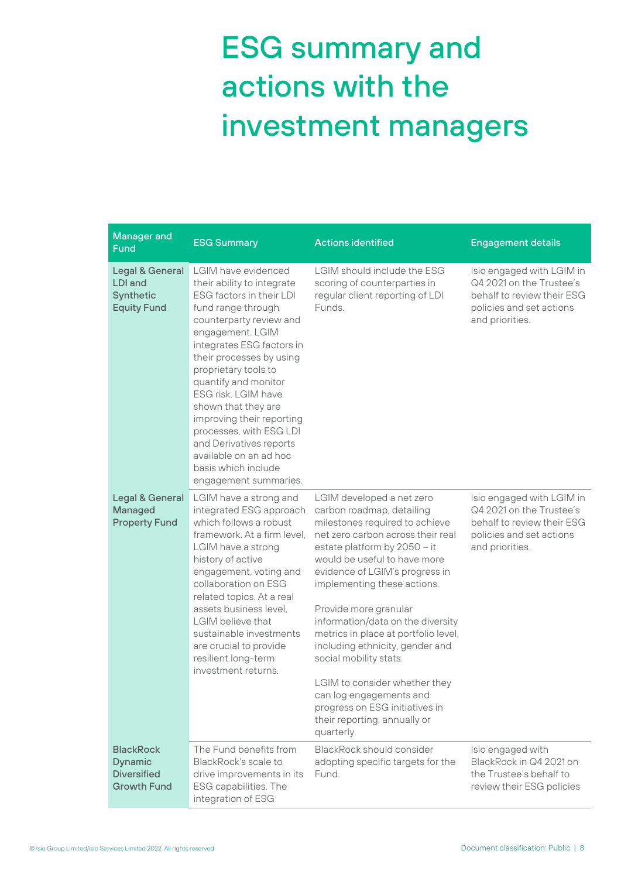# ESG summary and actions with the investment managers

| Manager and Fund | ESG Summary | Actions identified | Engagement details |
|---|---|---|---|
| **Legal & General LDI and Synthetic Equity Fund** | LGIM have evidenced their ability to integrate ESG factors in their LDI fund range through counterparty review and engagement. LGIM integrates ESG factors in their processes by using proprietary tools to quantify and monitor ESG risk. LGIM have shown that they are improving their reporting processes, with ESG LDI and Derivatives reports available on an ad hoc basis which include engagement summaries. | LGIM should include the ESG scoring of counterparties in regular client reporting of LDI Funds. | Isio engaged with LGIM in Q4 2021 on the Trustee's behalf to review their ESG policies and set actions and priorities. |
| **Legal & General Managed Property Fund** | LGIM have a strong and integrated ESG approach which follows a robust framework. At a firm level, LGIM have a strong history of active engagement, voting and collaboration on ESG related topics. At a real assets business level, LGIM believe that sustainable investments are crucial to provide resilient long-term investment returns. | LGIM developed a net zero carbon roadmap, detailing milestones required to achieve net zero carbon across their real estate platform by 2050 – it would be useful to have more evidence of LGIM's progress in implementing these actions.<br><br>Provide more granular information/data on the diversity metrics in place at portfolio level, including ethnicity, gender and social mobility stats.<br><br>LGIM to consider whether they can log engagements and progress on ESG initiatives in their reporting, annually or quarterly. | Isio engaged with LGIM in Q4 2021 on the Trustee's behalf to review their ESG policies and set actions and priorities. |
| **BlackRock Dynamic Diversified Growth Fund** | The Fund benefits from BlackRock's scale to drive improvements in its ESG capabilities. The integration of ESG | BlackRock should consider adopting specific targets for the Fund. | Isio engaged with BlackRock in Q4 2021 on the Trustee's behalf to review their ESG policies |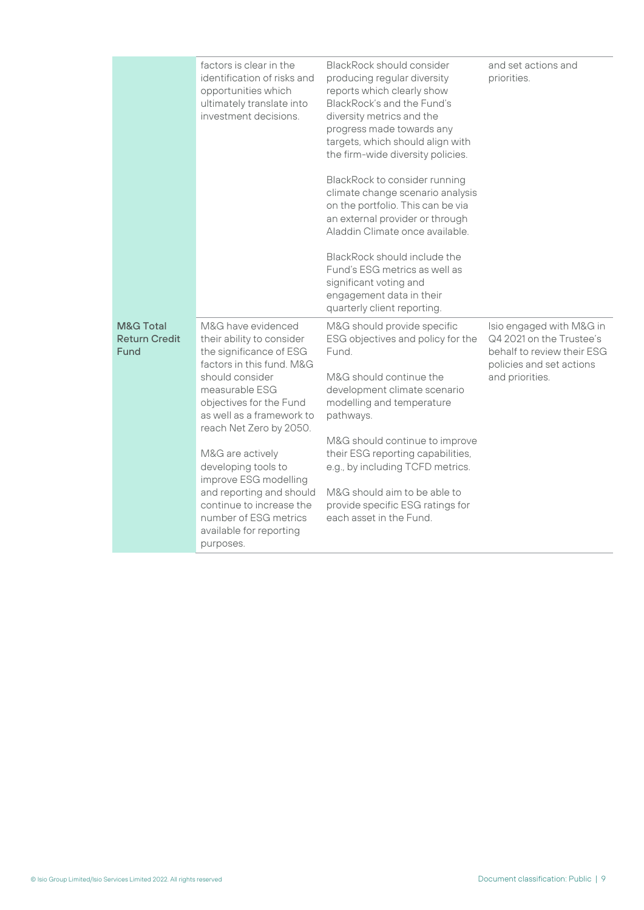| | | | |
|---|---|---|---|
| | factors is clear in the identification of risks and opportunities which ultimately translate into investment decisions. | BlackRock should consider producing regular diversity reports which clearly show BlackRock's and the Fund's diversity metrics and the progress made towards any targets, which should align with the firm-wide diversity policies.<br><br>BlackRock to consider running climate change scenario analysis on the portfolio. This can be via an external provider or through Aladdin Climate once available.<br><br>BlackRock should include the Fund's ESG metrics as well as significant voting and engagement data in their quarterly client reporting. | and set actions and priorities. |
| **M&G Total Return Credit Fund** | M&G have evidenced their ability to consider the significance of ESG factors in this fund. M&G should consider measurable ESG objectives for the Fund as well as a framework to reach Net Zero by 2050.<br><br>M&G are actively developing tools to improve ESG modelling and reporting and should continue to increase the number of ESG metrics available for reporting purposes. | M&G should provide specific ESG objectives and policy for the Fund.<br><br>M&G should continue the development climate scenario modelling and temperature pathways.<br><br>M&G should continue to improve their ESG reporting capabilities, e.g., by including TCFD metrics.<br><br>M&G should aim to be able to provide specific ESG ratings for each asset in the Fund. | Isio engaged with M&G in Q4 2021 on the Trustee's behalf to review their ESG policies and set actions and priorities. |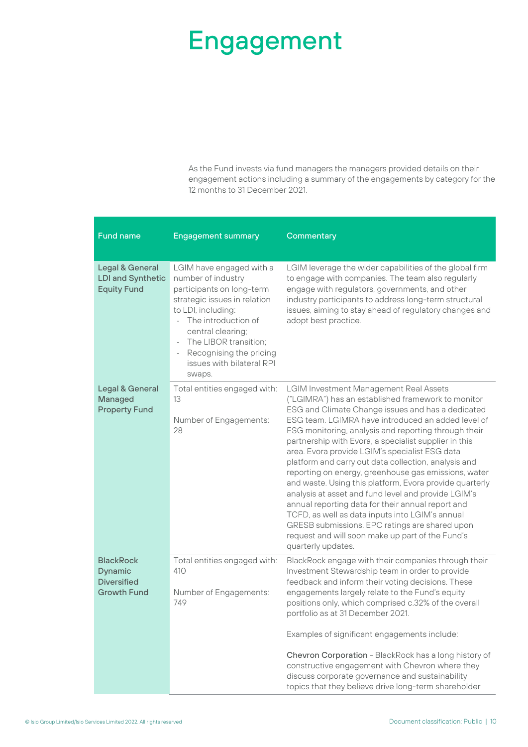# Engagement

As the Fund invests via fund managers the managers provided details on their engagement actions including a summary of the engagements by category for the 12 months to 31 December 2021.

| Fund name | Engagement summary | Commentary |
|---|---|---|
| **Legal & General LDI and Synthetic Equity Fund** | LGIM have engaged with a number of industry participants on long-term strategic issues in relation to LDI, including:<br>- The introduction of central clearing;<br>- The LIBOR transition;<br>- Recognising the pricing issues with bilateral RPI swaps. | LGIM leverage the wider capabilities of the global firm to engage with companies. The team also regularly engage with regulators, governments, and other industry participants to address long-term structural issues, aiming to stay ahead of regulatory changes and adopt best practice. |
| **Legal & General Managed Property Fund** | Total entities engaged with: 13<br><br>Number of Engagements: 28 | LGIM Investment Management Real Assets ("LGIMRA") has an established framework to monitor ESG and Climate Change issues and has a dedicated ESG team. LGIMRA have introduced an added level of ESG monitoring, analysis and reporting through their partnership with Evora, a specialist supplier in this area. Evora provide LGIM's specialist ESG data platform and carry out data collection, analysis and reporting on energy, greenhouse gas emissions, water and waste. Using this platform, Evora provide quarterly analysis at asset and fund level and provide LGIM's annual reporting data for their annual report and TCFD, as well as data inputs into LGIM's annual GRESB submissions. EPC ratings are shared upon request and will soon make up part of the Fund's quarterly updates. |
| **BlackRock Dynamic Diversified Growth Fund** | Total entities engaged with: 410<br><br>Number of Engagements: 749 | BlackRock engage with their companies through their Investment Stewardship team in order to provide feedback and inform their voting decisions. These engagements largely relate to the Fund's equity positions only, which comprised c.32% of the overall portfolio as at 31 December 2021.<br><br>Examples of significant engagements include:<br><br>**Chevron Corporation** - BlackRock has a long history of constructive engagement with Chevron where they discuss corporate governance and sustainability topics that they believe drive long-term shareholder |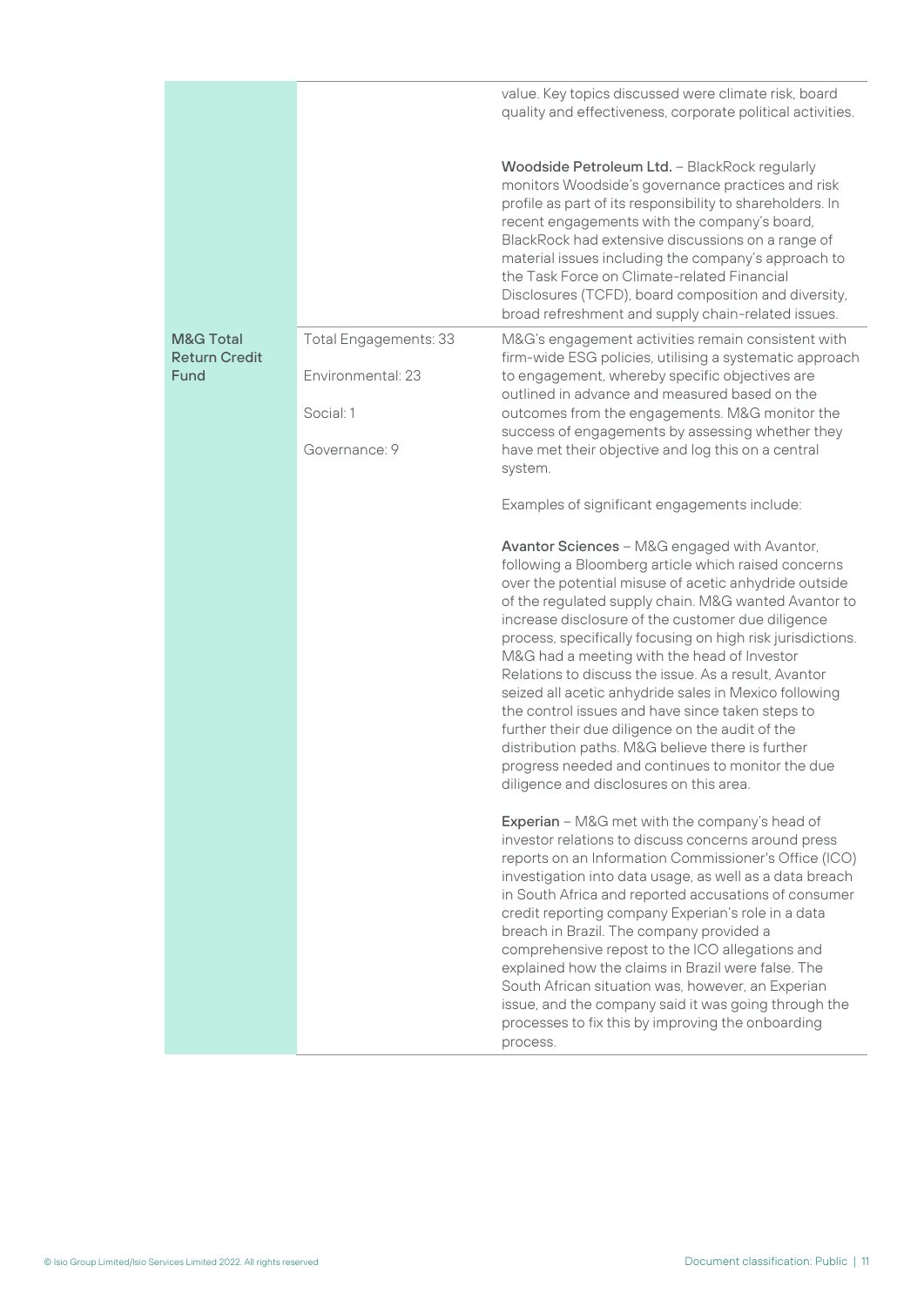| | | |
|---|---|---|
| | | value. Key topics discussed were climate risk, board quality and effectiveness, corporate political activities.<br><br>**Woodside Petroleum Ltd.** – BlackRock regularly monitors Woodside's governance practices and risk profile as part of its responsibility to shareholders. In recent engagements with the company's board, BlackRock had extensive discussions on a range of material issues including the company's approach to the Task Force on Climate-related Financial Disclosures (TCFD), board composition and diversity, broad refreshment and supply chain-related issues. |
| **M&G Total Return Credit Fund** | Total Engagements: 33<br><br>Environmental: 23<br><br>Social: 1<br><br>Governance: 9 | M&G's engagement activities remain consistent with firm-wide ESG policies, utilising a systematic approach to engagement, whereby specific objectives are outlined in advance and measured based on the outcomes from the engagements. M&G monitor the success of engagements by assessing whether they have met their objective and log this on a central system.<br><br>Examples of significant engagements include:<br><br>**Avantor Sciences** – M&G engaged with Avantor, following a Bloomberg article which raised concerns over the potential misuse of acetic anhydride outside of the regulated supply chain. M&G wanted Avantor to increase disclosure of the customer due diligence process, specifically focusing on high risk jurisdictions. M&G had a meeting with the head of Investor Relations to discuss the issue. As a result, Avantor seized all acetic anhydride sales in Mexico following the control issues and have since taken steps to further their due diligence on the audit of the distribution paths. M&G believe there is further progress needed and continues to monitor the due diligence and disclosures on this area.<br><br>**Experian** – M&G met with the company's head of investor relations to discuss concerns around press reports on an Information Commissioner's Office (ICO) investigation into data usage, as well as a data breach in South Africa and reported accusations of consumer credit reporting company Experian's role in a data breach in Brazil. The company provided a comprehensive repost to the ICO allegations and explained how the claims in Brazil were false. The South African situation was, however, an Experian issue, and the company said it was going through the processes to fix this by improving the onboarding process. |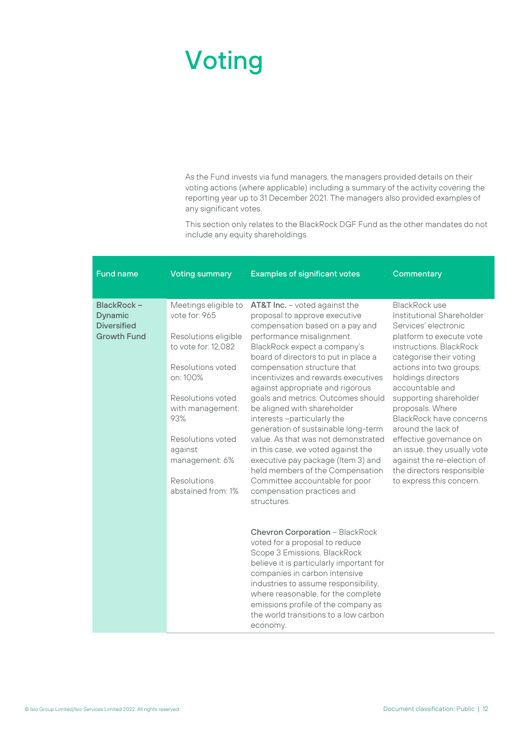# Voting

As the Fund invests via fund managers, the managers provided details on their voting actions (where applicable) including a summary of the activity covering the reporting year up to 31 December 2021. The managers also provided examples of any significant votes.

This section only relates to the BlackRock DGF Fund as the other mandates do not include any equity shareholdings.

| Fund name | Voting summary | Examples of significant votes | Commentary |
|---|---|---|---|
| **BlackRock – Dynamic Diversified Growth Fund** | Meetings eligible to vote for: 965<br><br>Resolutions eligible to vote for: 12,082<br><br>Resolutions voted on: 100%<br><br>Resolutions voted with management: 93%<br><br>Resolutions voted against management: 6%<br><br>Resolutions abstained from: 1% | **AT&T Inc.** – voted against the proposal to approve executive compensation based on a pay and performance misalignment. BlackRock expect a company's board of directors to put in place a compensation structure that incentivizes and rewards executives against appropriate and rigorous goals and metrics. Outcomes should be aligned with shareholder interests –particularly the generation of sustainable long-term value. As that was not demonstrated in this case, we voted against the executive pay package (Item 3) and held members of the Compensation Committee accountable for poor compensation practices and structures.<br><br>**Chevron Corporation** – BlackRock voted for a proposal to reduce Scope 3 Emissions. BlackRock believe it is particularly important for companies in carbon intensive industries to assume responsibility, where reasonable, for the complete emissions profile of the company as the world transitions to a low carbon economy. | BlackRock use Institutional Shareholder Services' electronic platform to execute vote instructions. BlackRock categorise their voting actions into two groups: holdings directors accountable and supporting shareholder proposals. Where BlackRock have concerns around the lack of effective governance on an issue, they usually vote against the re-election of the directors responsible to express this concern. |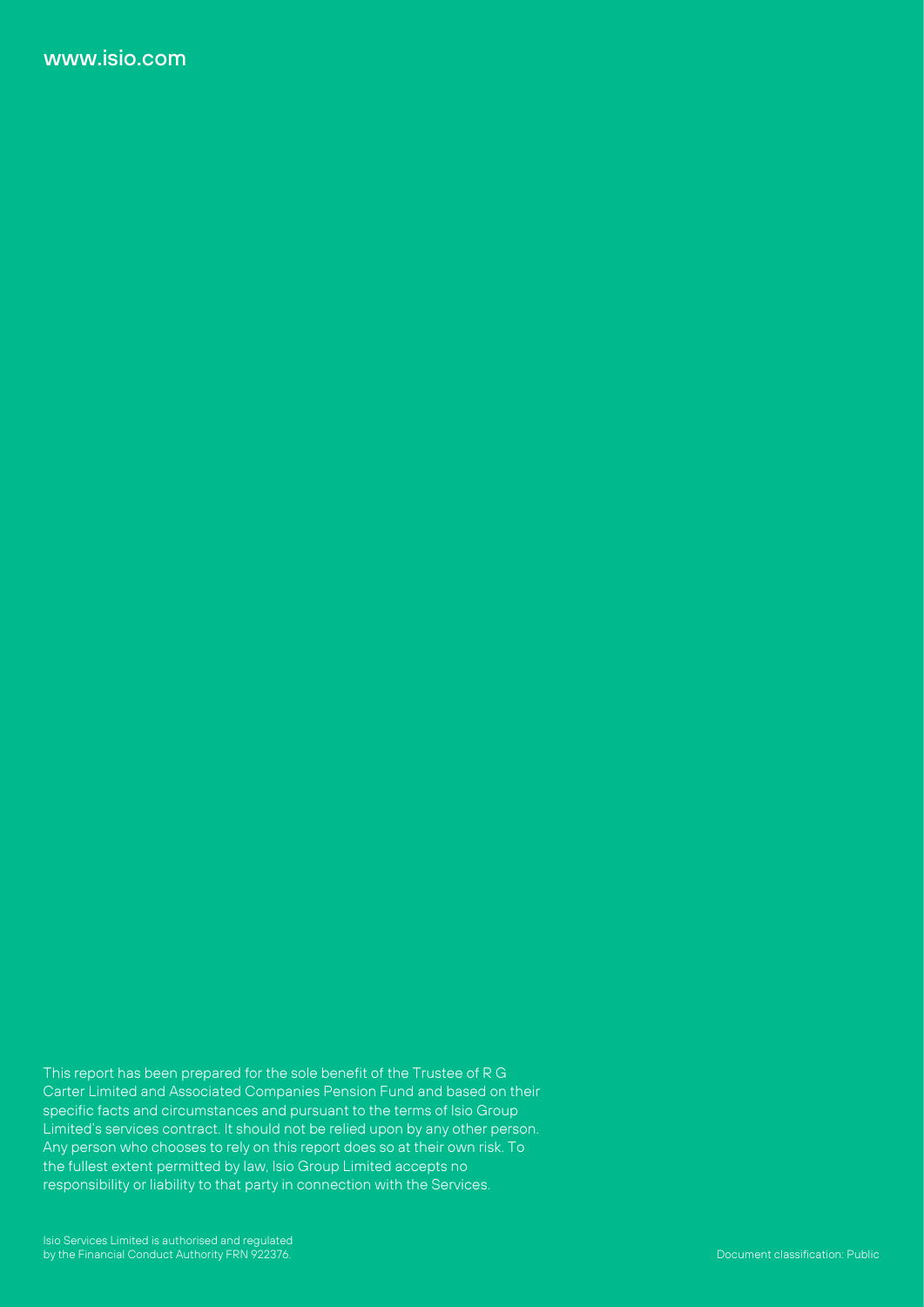www.isio.com

This report has been prepared for the sole benefit of the Trustee of R G Carter Limited and Associated Companies Pension Fund and based on their specific facts and circumstances and pursuant to the terms of Isio Group Limited's services contract. It should not be relied upon by any other person. Any person who chooses to rely on this report does so at their own risk. To the fullest extent permitted by law, Isio Group Limited accepts no responsibility or liability to that party in connection with the Services.

Isio Services Limited is authorised and regulated by the Financial Conduct Authority FRN 922376.

Document classification: Public